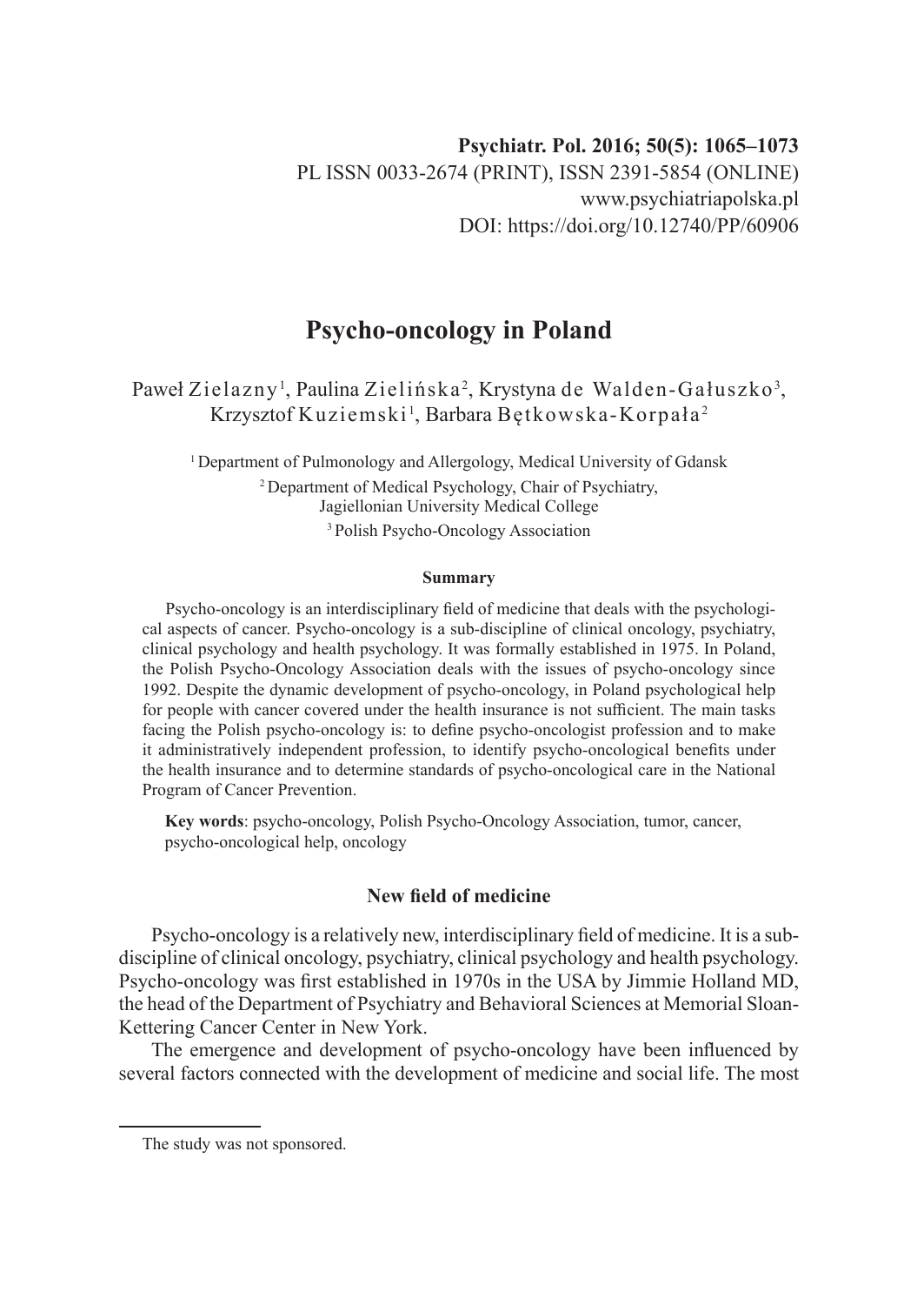Psychiatr. Pol. 2016; 50(5): 1065–1073
PL ISSN 0033-2674 (PRINT), ISSN 2391-5854 (ONLINE)
www.psychiatriapolska.pl
DOI: https://doi.org/10.12740/PP/60906

# Psycho-oncology in Poland

Paweł Zielazny[1], Paulina Zielińska[2], Krystyna de Walden-Gałuszko[3], Krzysztof Kuziemski[1], Barbara Bętkowska-Korpała[2]

[1] Department of Pulmonology and Allergology, Medical University of Gdansk

[2] Department of Medical Psychology, Chair of Psychiatry, Jagiellonian University Medical College

[3] Polish Psycho-Oncology Association

### Summary

Psycho-oncology is an interdisciplinary field of medicine that deals with the psychological aspects of cancer. Psycho-oncology is a sub-discipline of clinical oncology, psychiatry, clinical psychology and health psychology. It was formally established in 1975. In Poland, the Polish Psycho-Oncology Association deals with the issues of psycho-oncology since 1992. Despite the dynamic development of psycho-oncology, in Poland psychological help for people with cancer covered under the health insurance is not sufficient. The main tasks facing the Polish psycho-oncology is: to define psycho-oncologist profession and to make it administratively independent profession, to identify psycho-oncological benefits under the health insurance and to determine standards of psycho-oncological care in the National Program of Cancer Prevention.

**Key words**: psycho-oncology, Polish Psycho-Oncology Association, tumor, cancer, psycho-oncological help, oncology

## New field of medicine

Psycho-oncology is a relatively new, interdisciplinary field of medicine. It is a sub-discipline of clinical oncology, psychiatry, clinical psychology and health psychology. Psycho-oncology was first established in 1970s in the USA by Jimmie Holland MD, the head of the Department of Psychiatry and Behavioral Sciences at Memorial Sloan-Kettering Cancer Center in New York.

The emergence and development of psycho-oncology have been influenced by several factors connected with the development of medicine and social life. The most

The study was not sponsored.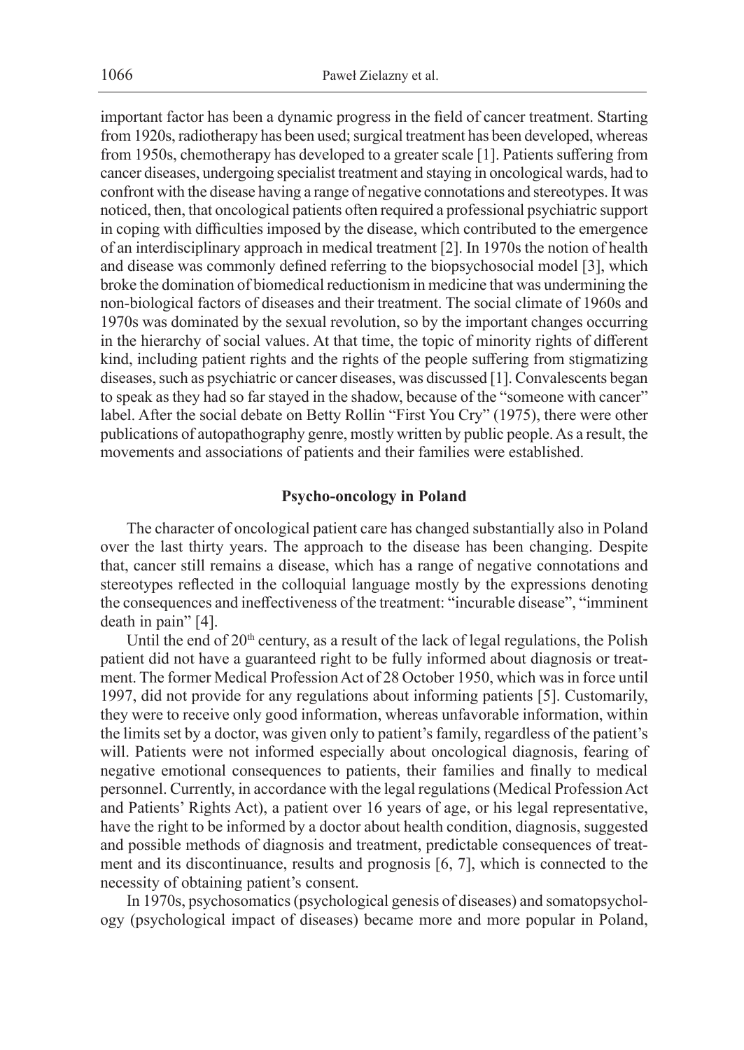important factor has been a dynamic progress in the field of cancer treatment. Starting from 1920s, radiotherapy has been used; surgical treatment has been developed, whereas from 1950s, chemotherapy has developed to a greater scale [1]. Patients suffering from cancer diseases, undergoing specialist treatment and staying in oncological wards, had to confront with the disease having a range of negative connotations and stereotypes. It was noticed, then, that oncological patients often required a professional psychiatric support in coping with difficulties imposed by the disease, which contributed to the emergence of an interdisciplinary approach in medical treatment [2]. In 1970s the notion of health and disease was commonly defined referring to the biopsychosocial model [3], which broke the domination of biomedical reductionism in medicine that was undermining the non-biological factors of diseases and their treatment. The social climate of 1960s and 1970s was dominated by the sexual revolution, so by the important changes occurring in the hierarchy of social values. At that time, the topic of minority rights of different kind, including patient rights and the rights of the people suffering from stigmatizing diseases, such as psychiatric or cancer diseases, was discussed [1]. Convalescents began to speak as they had so far stayed in the shadow, because of the "someone with cancer" label. After the social debate on Betty Rollin "First You Cry" (1975), there were other publications of autopathography genre, mostly written by public people. As a result, the movements and associations of patients and their families were established.

## Psycho-oncology in Poland

The character of oncological patient care has changed substantially also in Poland over the last thirty years. The approach to the disease has been changing. Despite that, cancer still remains a disease, which has a range of negative connotations and stereotypes reflected in the colloquial language mostly by the expressions denoting the consequences and ineffectiveness of the treatment: "incurable disease", "imminent death in pain" [4].

Until the end of 20th century, as a result of the lack of legal regulations, the Polish patient did not have a guaranteed right to be fully informed about diagnosis or treatment. The former Medical Profession Act of 28 October 1950, which was in force until 1997, did not provide for any regulations about informing patients [5]. Customarily, they were to receive only good information, whereas unfavorable information, within the limits set by a doctor, was given only to patient's family, regardless of the patient's will. Patients were not informed especially about oncological diagnosis, fearing of negative emotional consequences to patients, their families and finally to medical personnel. Currently, in accordance with the legal regulations (Medical Profession Act and Patients' Rights Act), a patient over 16 years of age, or his legal representative, have the right to be informed by a doctor about health condition, diagnosis, suggested and possible methods of diagnosis and treatment, predictable consequences of treatment and its discontinuance, results and prognosis [6, 7], which is connected to the necessity of obtaining patient's consent.

In 1970s, psychosomatics (psychological genesis of diseases) and somatopsychology (psychological impact of diseases) became more and more popular in Poland,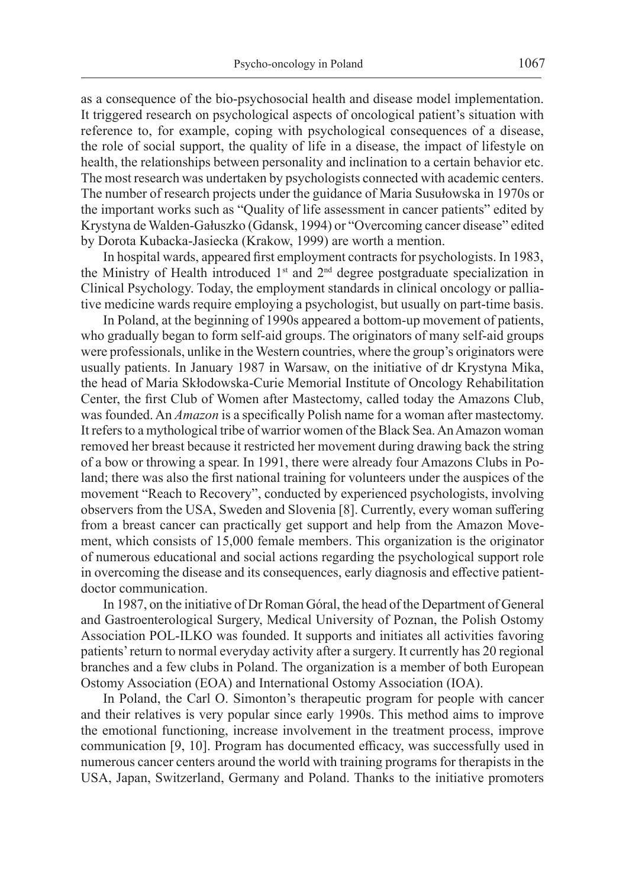as a consequence of the bio-psychosocial health and disease model implementation. It triggered research on psychological aspects of oncological patient's situation with reference to, for example, coping with psychological consequences of a disease, the role of social support, the quality of life in a disease, the impact of lifestyle on health, the relationships between personality and inclination to a certain behavior etc. The most research was undertaken by psychologists connected with academic centers. The number of research projects under the guidance of Maria Susułowska in 1970s or the important works such as "Quality of life assessment in cancer patients" edited by Krystyna de Walden-Gałuszko (Gdansk, 1994) or "Overcoming cancer disease" edited by Dorota Kubacka-Jasiecka (Krakow, 1999) are worth a mention.

In hospital wards, appeared first employment contracts for psychologists. In 1983, the Ministry of Health introduced 1st and 2nd degree postgraduate specialization in Clinical Psychology. Today, the employment standards in clinical oncology or palliative medicine wards require employing a psychologist, but usually on part-time basis.

In Poland, at the beginning of 1990s appeared a bottom-up movement of patients, who gradually began to form self-aid groups. The originators of many self-aid groups were professionals, unlike in the Western countries, where the group's originators were usually patients. In January 1987 in Warsaw, on the initiative of dr Krystyna Mika, the head of Maria Skłodowska-Curie Memorial Institute of Oncology Rehabilitation Center, the first Club of Women after Mastectomy, called today the Amazons Club, was founded. An *Amazon* is a specifically Polish name for a woman after mastectomy. It refers to a mythological tribe of warrior women of the Black Sea. An Amazon woman removed her breast because it restricted her movement during drawing back the string of a bow or throwing a spear. In 1991, there were already four Amazons Clubs in Poland; there was also the first national training for volunteers under the auspices of the movement "Reach to Recovery", conducted by experienced psychologists, involving observers from the USA, Sweden and Slovenia [8]. Currently, every woman suffering from a breast cancer can practically get support and help from the Amazon Movement, which consists of 15,000 female members. This organization is the originator of numerous educational and social actions regarding the psychological support role in overcoming the disease and its consequences, early diagnosis and effective patient-doctor communication.

In 1987, on the initiative of Dr Roman Góral, the head of the Department of General and Gastroenterological Surgery, Medical University of Poznan, the Polish Ostomy Association POL-ILKO was founded. It supports and initiates all activities favoring patients' return to normal everyday activity after a surgery. It currently has 20 regional branches and a few clubs in Poland. The organization is a member of both European Ostomy Association (EOA) and International Ostomy Association (IOA).

In Poland, the Carl O. Simonton's therapeutic program for people with cancer and their relatives is very popular since early 1990s. This method aims to improve the emotional functioning, increase involvement in the treatment process, improve communication [9, 10]. Program has documented efficacy, was successfully used in numerous cancer centers around the world with training programs for therapists in the USA, Japan, Switzerland, Germany and Poland. Thanks to the initiative promoters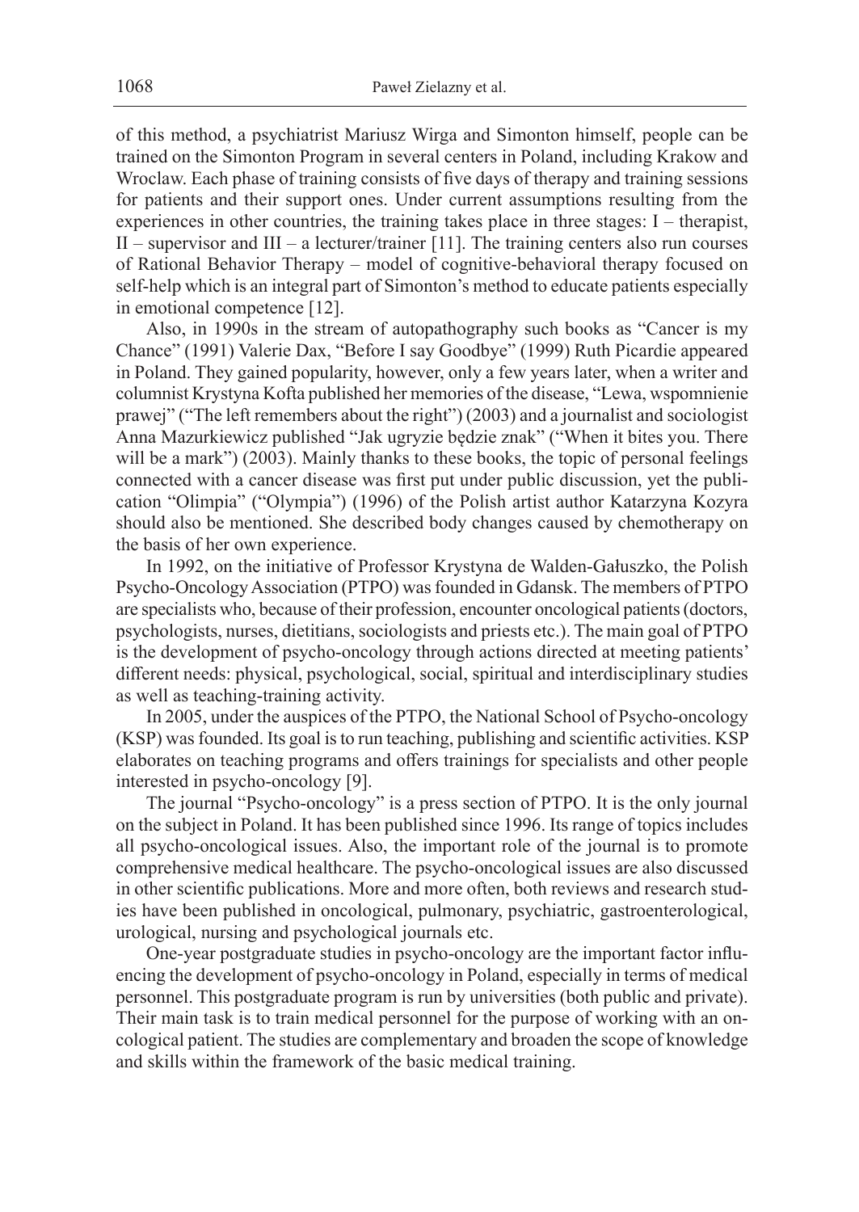of this method, a psychiatrist Mariusz Wirga and Simonton himself, people can be trained on the Simonton Program in several centers in Poland, including Krakow and Wroclaw. Each phase of training consists of five days of therapy and training sessions for patients and their support ones. Under current assumptions resulting from the experiences in other countries, the training takes place in three stages: I – therapist, II – supervisor and III – a lecturer/trainer [11]. The training centers also run courses of Rational Behavior Therapy – model of cognitive-behavioral therapy focused on self-help which is an integral part of Simonton's method to educate patients especially in emotional competence [12].

Also, in 1990s in the stream of autopathography such books as "Cancer is my Chance" (1991) Valerie Dax, "Before I say Goodbye" (1999) Ruth Picardie appeared in Poland. They gained popularity, however, only a few years later, when a writer and columnist Krystyna Kofta published her memories of the disease, "Lewa, wspomnienie prawej" ("The left remembers about the right") (2003) and a journalist and sociologist Anna Mazurkiewicz published "Jak ugryzie będzie znak" ("When it bites you. There will be a mark") (2003). Mainly thanks to these books, the topic of personal feelings connected with a cancer disease was first put under public discussion, yet the publication "Olimpia" ("Olympia") (1996) of the Polish artist author Katarzyna Kozyra should also be mentioned. She described body changes caused by chemotherapy on the basis of her own experience.

In 1992, on the initiative of Professor Krystyna de Walden-Gałuszko, the Polish Psycho-Oncology Association (PTPO) was founded in Gdansk. The members of PTPO are specialists who, because of their profession, encounter oncological patients (doctors, psychologists, nurses, dietitians, sociologists and priests etc.). The main goal of PTPO is the development of psycho-oncology through actions directed at meeting patients' different needs: physical, psychological, social, spiritual and interdisciplinary studies as well as teaching-training activity.

In 2005, under the auspices of the PTPO, the National School of Psycho-oncology (KSP) was founded. Its goal is to run teaching, publishing and scientific activities. KSP elaborates on teaching programs and offers trainings for specialists and other people interested in psycho-oncology [9].

The journal "Psycho-oncology" is a press section of PTPO. It is the only journal on the subject in Poland. It has been published since 1996. Its range of topics includes all psycho-oncological issues. Also, the important role of the journal is to promote comprehensive medical healthcare. The psycho-oncological issues are also discussed in other scientific publications. More and more often, both reviews and research studies have been published in oncological, pulmonary, psychiatric, gastroenterological, urological, nursing and psychological journals etc.

One-year postgraduate studies in psycho-oncology are the important factor influencing the development of psycho-oncology in Poland, especially in terms of medical personnel. This postgraduate program is run by universities (both public and private). Their main task is to train medical personnel for the purpose of working with an oncological patient. The studies are complementary and broaden the scope of knowledge and skills within the framework of the basic medical training.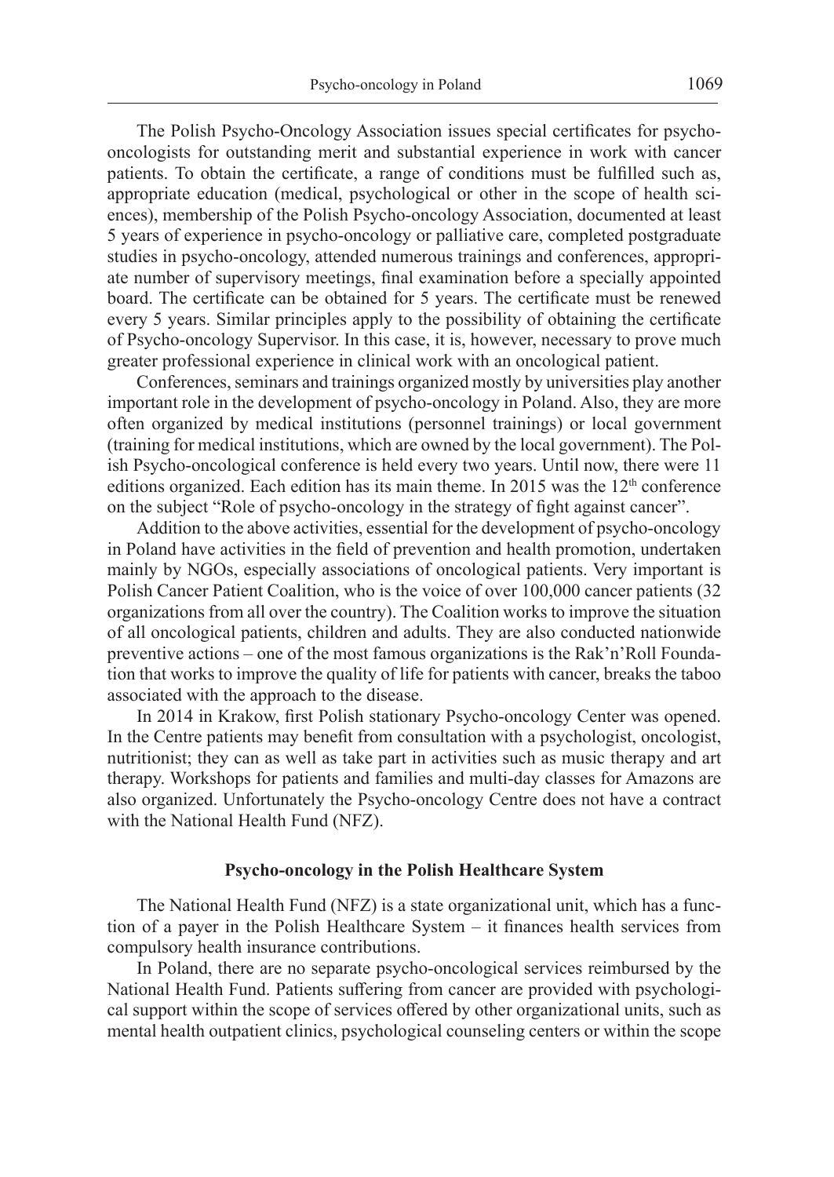The Polish Psycho-Oncology Association issues special certificates for psycho-oncologists for outstanding merit and substantial experience in work with cancer patients. To obtain the certificate, a range of conditions must be fulfilled such as, appropriate education (medical, psychological or other in the scope of health sciences), membership of the Polish Psycho-oncology Association, documented at least 5 years of experience in psycho-oncology or palliative care, completed postgraduate studies in psycho-oncology, attended numerous trainings and conferences, appropriate number of supervisory meetings, final examination before a specially appointed board. The certificate can be obtained for 5 years. The certificate must be renewed every 5 years. Similar principles apply to the possibility of obtaining the certificate of Psycho-oncology Supervisor. In this case, it is, however, necessary to prove much greater professional experience in clinical work with an oncological patient.

Conferences, seminars and trainings organized mostly by universities play another important role in the development of psycho-oncology in Poland. Also, they are more often organized by medical institutions (personnel trainings) or local government (training for medical institutions, which are owned by the local government). The Polish Psycho-oncological conference is held every two years. Until now, there were 11 editions organized. Each edition has its main theme. In 2015 was the 12th conference on the subject "Role of psycho-oncology in the strategy of fight against cancer".

Addition to the above activities, essential for the development of psycho-oncology in Poland have activities in the field of prevention and health promotion, undertaken mainly by NGOs, especially associations of oncological patients. Very important is Polish Cancer Patient Coalition, who is the voice of over 100,000 cancer patients (32 organizations from all over the country). The Coalition works to improve the situation of all oncological patients, children and adults. They are also conducted nationwide preventive actions – one of the most famous organizations is the Rak'n'Roll Foundation that works to improve the quality of life for patients with cancer, breaks the taboo associated with the approach to the disease.

In 2014 in Krakow, first Polish stationary Psycho-oncology Center was opened. In the Centre patients may benefit from consultation with a psychologist, oncologist, nutritionist; they can as well as take part in activities such as music therapy and art therapy. Workshops for patients and families and multi-day classes for Amazons are also organized. Unfortunately the Psycho-oncology Centre does not have a contract with the National Health Fund (NFZ).

## Psycho-oncology in the Polish Healthcare System

The National Health Fund (NFZ) is a state organizational unit, which has a function of a payer in the Polish Healthcare System – it finances health services from compulsory health insurance contributions.

In Poland, there are no separate psycho-oncological services reimbursed by the National Health Fund. Patients suffering from cancer are provided with psychological support within the scope of services offered by other organizational units, such as mental health outpatient clinics, psychological counseling centers or within the scope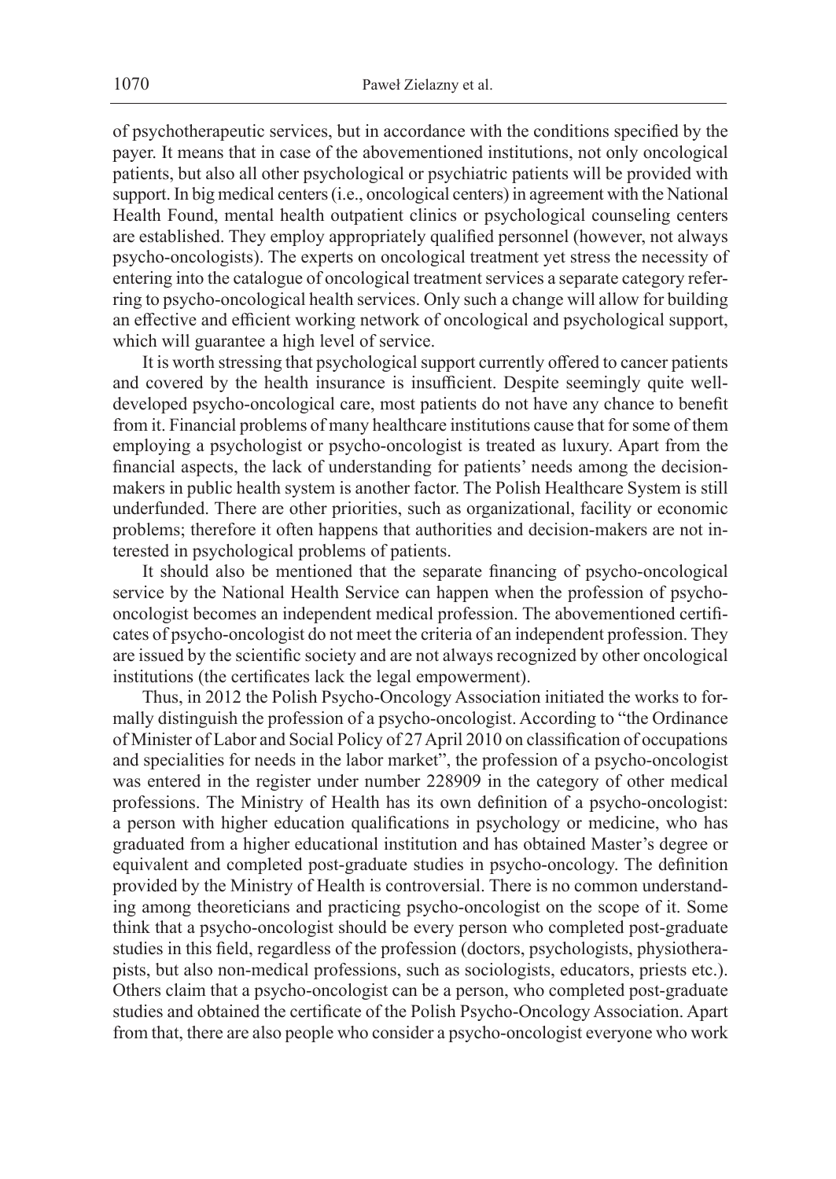of psychotherapeutic services, but in accordance with the conditions specified by the payer. It means that in case of the abovementioned institutions, not only oncological patients, but also all other psychological or psychiatric patients will be provided with support. In big medical centers (i.e., oncological centers) in agreement with the National Health Found, mental health outpatient clinics or psychological counseling centers are established. They employ appropriately qualified personnel (however, not always psycho-oncologists). The experts on oncological treatment yet stress the necessity of entering into the catalogue of oncological treatment services a separate category referring to psycho-oncological health services. Only such a change will allow for building an effective and efficient working network of oncological and psychological support, which will guarantee a high level of service.

It is worth stressing that psychological support currently offered to cancer patients and covered by the health insurance is insufficient. Despite seemingly quite well-developed psycho-oncological care, most patients do not have any chance to benefit from it. Financial problems of many healthcare institutions cause that for some of them employing a psychologist or psycho-oncologist is treated as luxury. Apart from the financial aspects, the lack of understanding for patients' needs among the decision-makers in public health system is another factor. The Polish Healthcare System is still underfunded. There are other priorities, such as organizational, facility or economic problems; therefore it often happens that authorities and decision-makers are not interested in psychological problems of patients.

It should also be mentioned that the separate financing of psycho-oncological service by the National Health Service can happen when the profession of psycho-oncologist becomes an independent medical profession. The abovementioned certificates of psycho-oncologist do not meet the criteria of an independent profession. They are issued by the scientific society and are not always recognized by other oncological institutions (the certificates lack the legal empowerment).

Thus, in 2012 the Polish Psycho-Oncology Association initiated the works to formally distinguish the profession of a psycho-oncologist. According to "the Ordinance of Minister of Labor and Social Policy of 27 April 2010 on classification of occupations and specialities for needs in the labor market", the profession of a psycho-oncologist was entered in the register under number 228909 in the category of other medical professions. The Ministry of Health has its own definition of a psycho-oncologist: a person with higher education qualifications in psychology or medicine, who has graduated from a higher educational institution and has obtained Master's degree or equivalent and completed post-graduate studies in psycho-oncology. The definition provided by the Ministry of Health is controversial. There is no common understanding among theoreticians and practicing psycho-oncologist on the scope of it. Some think that a psycho-oncologist should be every person who completed post-graduate studies in this field, regardless of the profession (doctors, psychologists, physiotherapists, but also non-medical professions, such as sociologists, educators, priests etc.). Others claim that a psycho-oncologist can be a person, who completed post-graduate studies and obtained the certificate of the Polish Psycho-Oncology Association. Apart from that, there are also people who consider a psycho-oncologist everyone who work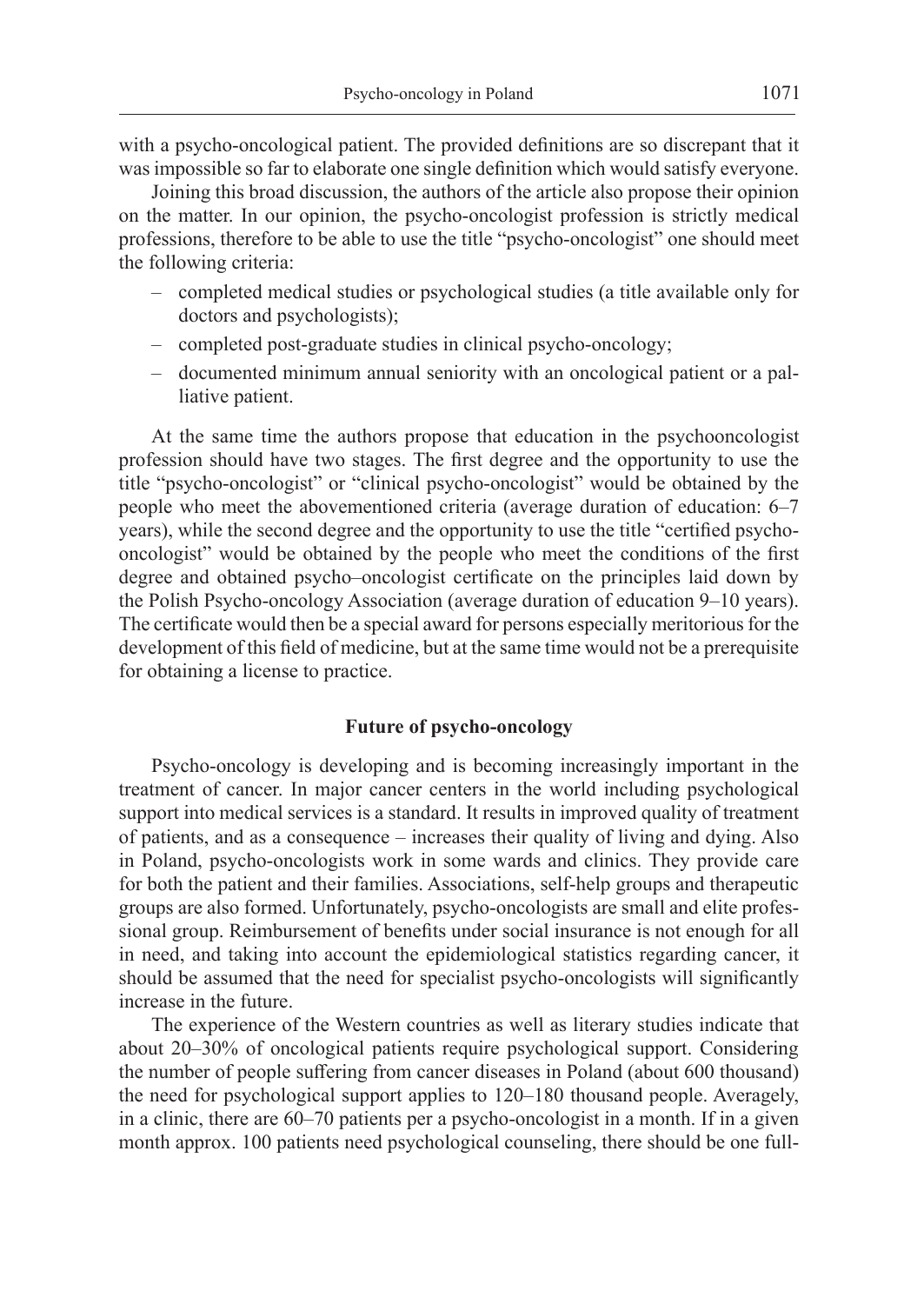with a psycho-oncological patient. The provided definitions are so discrepant that it was impossible so far to elaborate one single definition which would satisfy everyone.

Joining this broad discussion, the authors of the article also propose their opinion on the matter. In our opinion, the psycho-oncologist profession is strictly medical professions, therefore to be able to use the title "psycho-oncologist" one should meet the following criteria:

– completed medical studies or psychological studies (a title available only for doctors and psychologists);
– completed post-graduate studies in clinical psycho-oncology;
– documented minimum annual seniority with an oncological patient or a palliative patient.

At the same time the authors propose that education in the psychooncologist profession should have two stages. The first degree and the opportunity to use the title "psycho-oncologist" or "clinical psycho-oncologist" would be obtained by the people who meet the abovementioned criteria (average duration of education: 6–7 years), while the second degree and the opportunity to use the title "certified psycho-oncologist" would be obtained by the people who meet the conditions of the first degree and obtained psycho–oncologist certificate on the principles laid down by the Polish Psycho-oncology Association (average duration of education 9–10 years). The certificate would then be a special award for persons especially meritorious for the development of this field of medicine, but at the same time would not be a prerequisite for obtaining a license to practice.

### Future of psycho-oncology

Psycho-oncology is developing and is becoming increasingly important in the treatment of cancer. In major cancer centers in the world including psychological support into medical services is a standard. It results in improved quality of treatment of patients, and as a consequence – increases their quality of living and dying. Also in Poland, psycho-oncologists work in some wards and clinics. They provide care for both the patient and their families. Associations, self-help groups and therapeutic groups are also formed. Unfortunately, psycho-oncologists are small and elite professional group. Reimbursement of benefits under social insurance is not enough for all in need, and taking into account the epidemiological statistics regarding cancer, it should be assumed that the need for specialist psycho-oncologists will significantly increase in the future.

The experience of the Western countries as well as literary studies indicate that about 20–30% of oncological patients require psychological support. Considering the number of people suffering from cancer diseases in Poland (about 600 thousand) the need for psychological support applies to 120–180 thousand people. Averagely, in a clinic, there are 60–70 patients per a psycho-oncologist in a month. If in a given month approx. 100 patients need psychological counseling, there should be one full-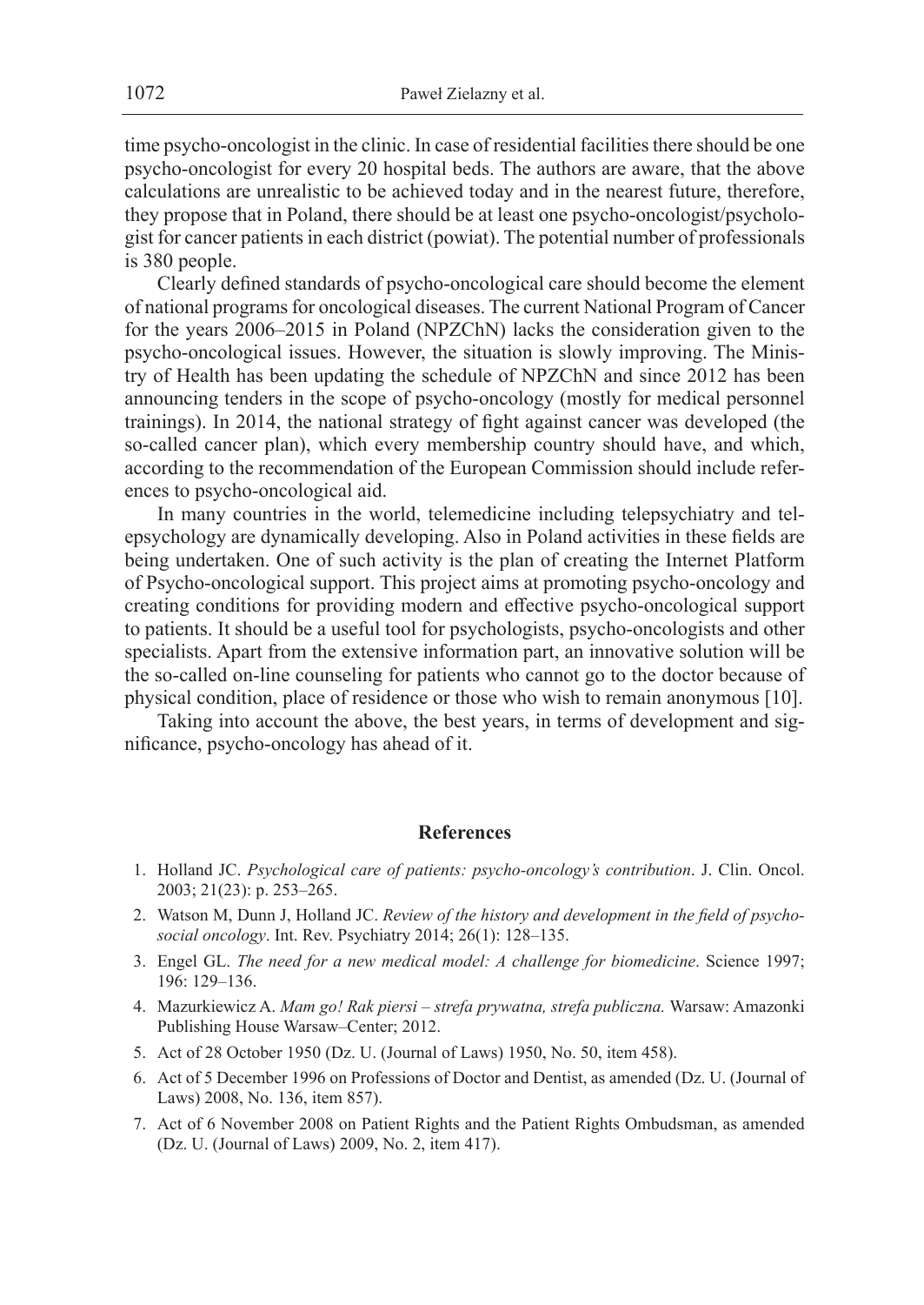time psycho-oncologist in the clinic. In case of residential facilities there should be one psycho-oncologist for every 20 hospital beds. The authors are aware, that the above calculations are unrealistic to be achieved today and in the nearest future, therefore, they propose that in Poland, there should be at least one psycho-oncologist/psychologist for cancer patients in each district (powiat). The potential number of professionals is 380 people.

Clearly defined standards of psycho-oncological care should become the element of national programs for oncological diseases. The current National Program of Cancer for the years 2006–2015 in Poland (NPZChN) lacks the consideration given to the psycho-oncological issues. However, the situation is slowly improving. The Ministry of Health has been updating the schedule of NPZChN and since 2012 has been announcing tenders in the scope of psycho-oncology (mostly for medical personnel trainings). In 2014, the national strategy of fight against cancer was developed (the so-called cancer plan), which every membership country should have, and which, according to the recommendation of the European Commission should include references to psycho-oncological aid.

In many countries in the world, telemedicine including telepsychiatry and telepsychology are dynamically developing. Also in Poland activities in these fields are being undertaken. One of such activity is the plan of creating the Internet Platform of Psycho-oncological support. This project aims at promoting psycho-oncology and creating conditions for providing modern and effective psycho-oncological support to patients. It should be a useful tool for psychologists, psycho-oncologists and other specialists. Apart from the extensive information part, an innovative solution will be the so-called on-line counseling for patients who cannot go to the doctor because of physical condition, place of residence or those who wish to remain anonymous [10].

Taking into account the above, the best years, in terms of development and significance, psycho-oncology has ahead of it.

## References

1. Holland JC. *Psychological care of patients: psycho-oncology's contribution*. J. Clin. Oncol. 2003; 21(23): p. 253–265.
2. Watson M, Dunn J, Holland JC. *Review of the history and development in the field of psychosocial oncology*. Int. Rev. Psychiatry 2014; 26(1): 128–135.
3. Engel GL. *The need for a new medical model: A challenge for biomedicine*. Science 1997; 196: 129–136.
4. Mazurkiewicz A. *Mam go! Rak piersi – strefa prywatna, strefa publiczna.* Warsaw: Amazonki Publishing House Warsaw–Center; 2012.
5. Act of 28 October 1950 (Dz. U. (Journal of Laws) 1950, No. 50, item 458).
6. Act of 5 December 1996 on Professions of Doctor and Dentist, as amended (Dz. U. (Journal of Laws) 2008, No. 136, item 857).
7. Act of 6 November 2008 on Patient Rights and the Patient Rights Ombudsman, as amended (Dz. U. (Journal of Laws) 2009, No. 2, item 417).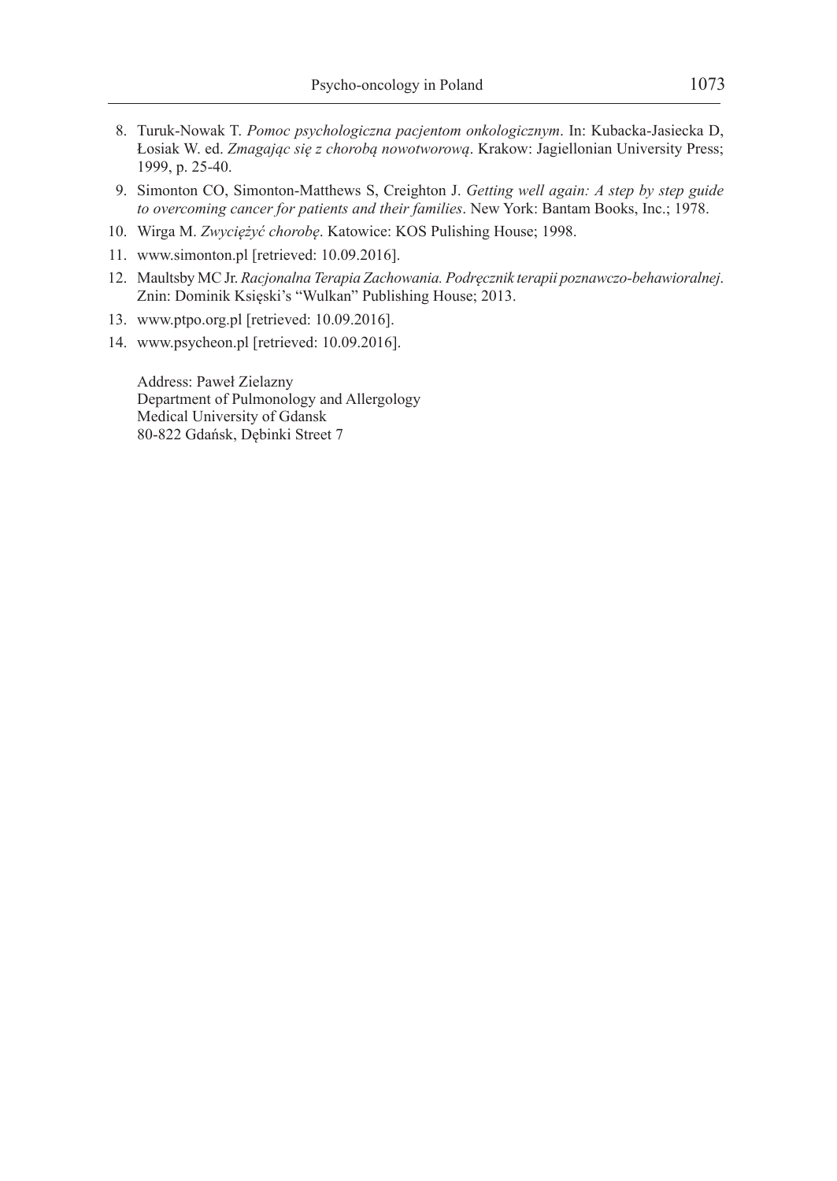8. Turuk-Nowak T. *Pomoc psychologiczna pacjentom onkologicznym*. In: Kubacka-Jasiecka D, Łosiak W. ed. *Zmagając się z chorobą nowotworową*. Krakow: Jagiellonian University Press; 1999, p. 25-40.
9. Simonton CO, Simonton-Matthews S, Creighton J. *Getting well again: A step by step guide to overcoming cancer for patients and their families*. New York: Bantam Books, Inc.; 1978.
10. Wirga M. *Zwyciężyć chorobę*. Katowice: KOS Pulishing House; 1998.
11. www.simonton.pl [retrieved: 10.09.2016].
12. Maultsby MC Jr. *Racjonalna Terapia Zachowania. Podręcznik terapii poznawczo-behawioralnej*. Znin: Dominik Księski's "Wulkan" Publishing House; 2013.
13. www.ptpo.org.pl [retrieved: 10.09.2016].
14. www.psycheon.pl [retrieved: 10.09.2016].

Address: Paweł Zielazny
Department of Pulmonology and Allergology
Medical University of Gdansk
80-822 Gdańsk, Dębinki Street 7